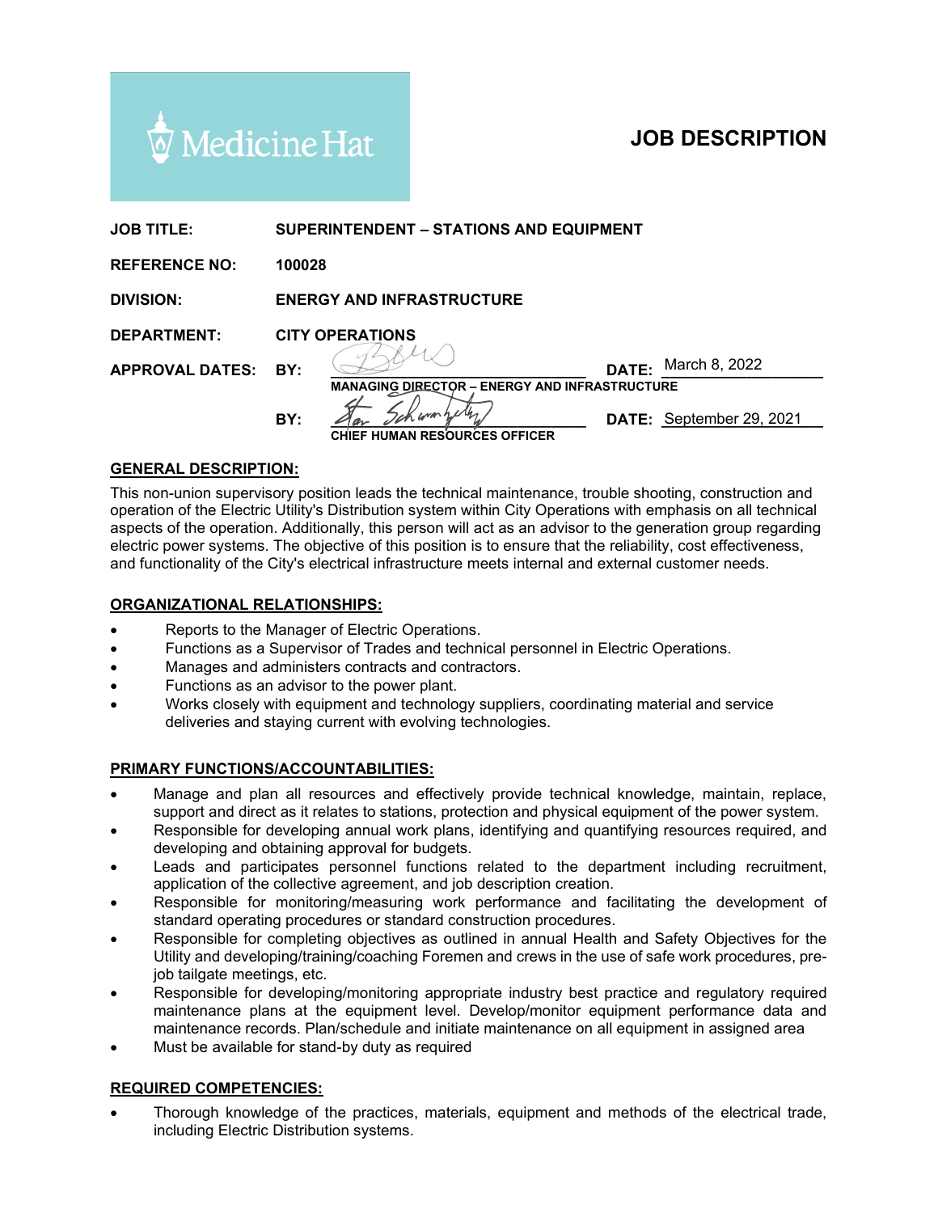Medicine Hat

# JOB DESCRIPTION

**JOB TITLE:** SUPERINTENDENT – STATIONS AND EQUIPMENT

**REFERENCE NO:** 100028

**DIVISION:** ENERGY AND INFRASTRUCTURE

**DEPARTMENT:** CITY OPERATIONS

**APPROVAL DATES:** **BY:** ______________________ **DATE:** March 8, 2022
MANAGING DIRECTOR – ENERGY AND INFRASTRUCTURE

**BY:** ______________________ **DATE:** September 29, 2021
CHIEF HUMAN RESOURCES OFFICER

## GENERAL DESCRIPTION:

This non-union supervisory position leads the technical maintenance, trouble shooting, construction and operation of the Electric Utility's Distribution system within City Operations with emphasis on all technical aspects of the operation. Additionally, this person will act as an advisor to the generation group regarding electric power systems. The objective of this position is to ensure that the reliability, cost effectiveness, and functionality of the City's electrical infrastructure meets internal and external customer needs.

## ORGANIZATIONAL RELATIONSHIPS:

- Reports to the Manager of Electric Operations.
- Functions as a Supervisor of Trades and technical personnel in Electric Operations.
- Manages and administers contracts and contractors.
- Functions as an advisor to the power plant.
- Works closely with equipment and technology suppliers, coordinating material and service deliveries and staying current with evolving technologies.

## PRIMARY FUNCTIONS/ACCOUNTABILITIES:

- Manage and plan all resources and effectively provide technical knowledge, maintain, replace, support and direct as it relates to stations, protection and physical equipment of the power system.
- Responsible for developing annual work plans, identifying and quantifying resources required, and developing and obtaining approval for budgets.
- Leads and participates personnel functions related to the department including recruitment, application of the collective agreement, and job description creation.
- Responsible for monitoring/measuring work performance and facilitating the development of standard operating procedures or standard construction procedures.
- Responsible for completing objectives as outlined in annual Health and Safety Objectives for the Utility and developing/training/coaching Foremen and crews in the use of safe work procedures, pre-job tailgate meetings, etc.
- Responsible for developing/monitoring appropriate industry best practice and regulatory required maintenance plans at the equipment level. Develop/monitor equipment performance data and maintenance records. Plan/schedule and initiate maintenance on all equipment in assigned area
- Must be available for stand-by duty as required

## REQUIRED COMPETENCIES:

- Thorough knowledge of the practices, materials, equipment and methods of the electrical trade, including Electric Distribution systems.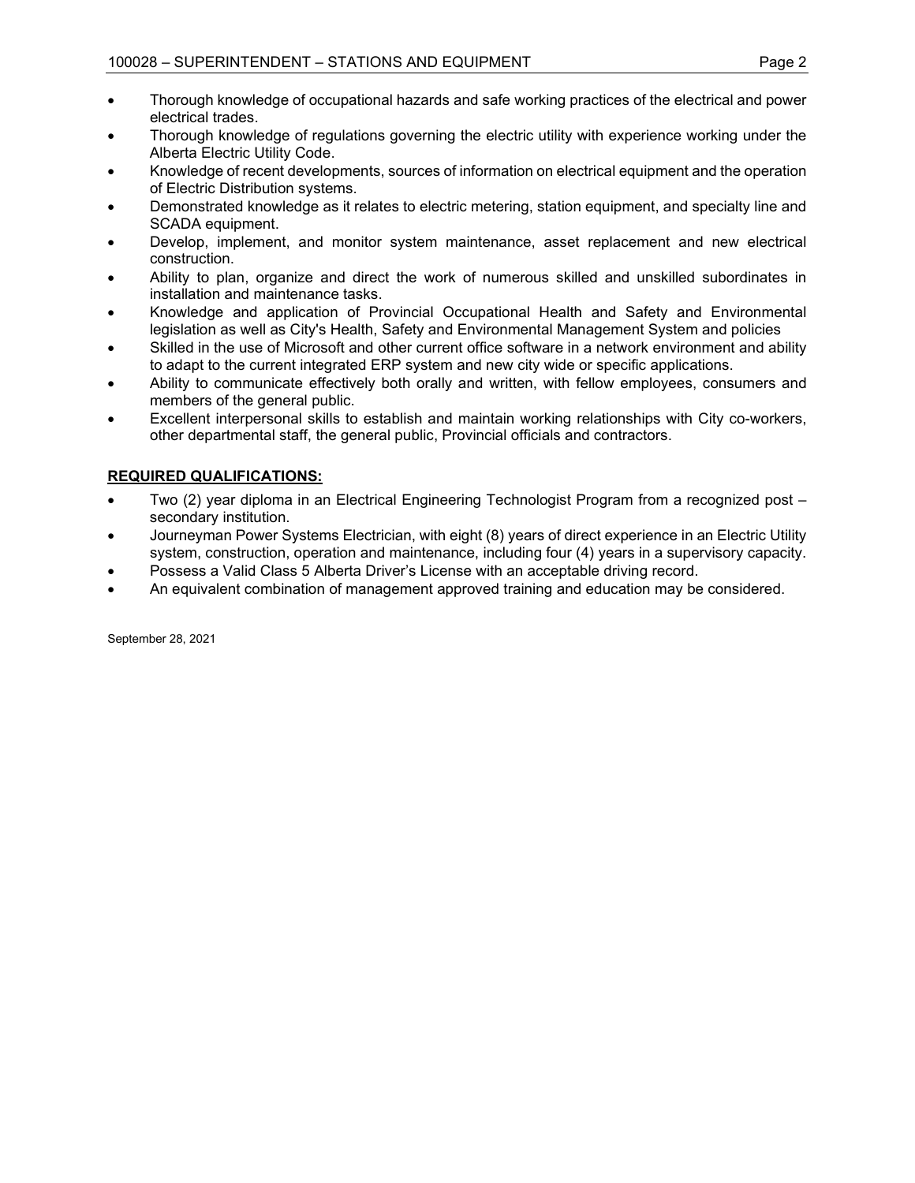- Thorough knowledge of occupational hazards and safe working practices of the electrical and power electrical trades.
- Thorough knowledge of regulations governing the electric utility with experience working under the Alberta Electric Utility Code.
- Knowledge of recent developments, sources of information on electrical equipment and the operation of Electric Distribution systems.
- Demonstrated knowledge as it relates to electric metering, station equipment, and specialty line and SCADA equipment.
- Develop, implement, and monitor system maintenance, asset replacement and new electrical construction.
- Ability to plan, organize and direct the work of numerous skilled and unskilled subordinates in installation and maintenance tasks.
- Knowledge and application of Provincial Occupational Health and Safety and Environmental legislation as well as City's Health, Safety and Environmental Management System and policies
- Skilled in the use of Microsoft and other current office software in a network environment and ability to adapt to the current integrated ERP system and new city wide or specific applications.
- Ability to communicate effectively both orally and written, with fellow employees, consumers and members of the general public.
- Excellent interpersonal skills to establish and maintain working relationships with City co-workers, other departmental staff, the general public, Provincial officials and contractors.

## REQUIRED QUALIFICATIONS:

- Two (2) year diploma in an Electrical Engineering Technologist Program from a recognized post – secondary institution.
- Journeyman Power Systems Electrician, with eight (8) years of direct experience in an Electric Utility system, construction, operation and maintenance, including four (4) years in a supervisory capacity.
- Possess a Valid Class 5 Alberta Driver's License with an acceptable driving record.
- An equivalent combination of management approved training and education may be considered.

September 28, 2021